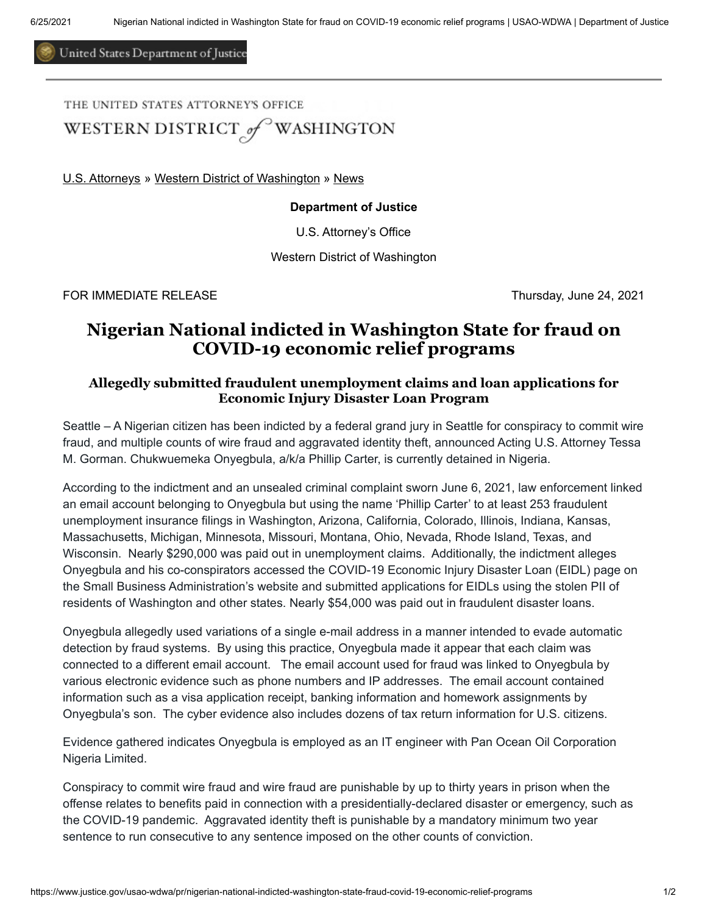United States Department of Justice

THE UNITED STATES ATTORNEY'S OFFICE

WESTERN DISTRICT of WASHINGTON

U.S. Attorneys » Western District of Washington » News

**Department of Justice**

U.S. Attorney's Office

Western District of Washington

FOR IMMEDIATE RELEASE Thursday, June 24, 2021

# Nigerian National indicted in Washington State for fraud on COVID-19 economic relief programs

### Allegedly submitted fraudulent unemployment claims and loan applications for Economic Injury Disaster Loan Program

Seattle – A Nigerian citizen has been indicted by a federal grand jury in Seattle for conspiracy to commit wire fraud, and multiple counts of wire fraud and aggravated identity theft, announced Acting U.S. Attorney Tessa M. Gorman. Chukwuemeka Onyegbula, a/k/a Phillip Carter, is currently detained in Nigeria.

According to the indictment and an unsealed criminal complaint sworn June 6, 2021, law enforcement linked an email account belonging to Onyegbula but using the name 'Phillip Carter' to at least 253 fraudulent unemployment insurance filings in Washington, Arizona, California, Colorado, Illinois, Indiana, Kansas, Massachusetts, Michigan, Minnesota, Missouri, Montana, Ohio, Nevada, Rhode Island, Texas, and Wisconsin. Nearly $290,000 was paid out in unemployment claims. Additionally, the indictment alleges Onyegbula and his co-conspirators accessed the COVID-19 Economic Injury Disaster Loan (EIDL) page on the Small Business Administration's website and submitted applications for EIDLs using the stolen PII of residents of Washington and other states. Nearly $54,000 was paid out in fraudulent disaster loans.

Onyegbula allegedly used variations of a single e-mail address in a manner intended to evade automatic detection by fraud systems. By using this practice, Onyegbula made it appear that each claim was connected to a different email account. The email account used for fraud was linked to Onyegbula by various electronic evidence such as phone numbers and IP addresses. The email account contained information such as a visa application receipt, banking information and homework assignments by Onyegbula's son. The cyber evidence also includes dozens of tax return information for U.S. citizens.

Evidence gathered indicates Onyegbula is employed as an IT engineer with Pan Ocean Oil Corporation Nigeria Limited.

Conspiracy to commit wire fraud and wire fraud are punishable by up to thirty years in prison when the offense relates to benefits paid in connection with a presidentially-declared disaster or emergency, such as the COVID-19 pandemic. Aggravated identity theft is punishable by a mandatory minimum two year sentence to run consecutive to any sentence imposed on the other counts of conviction.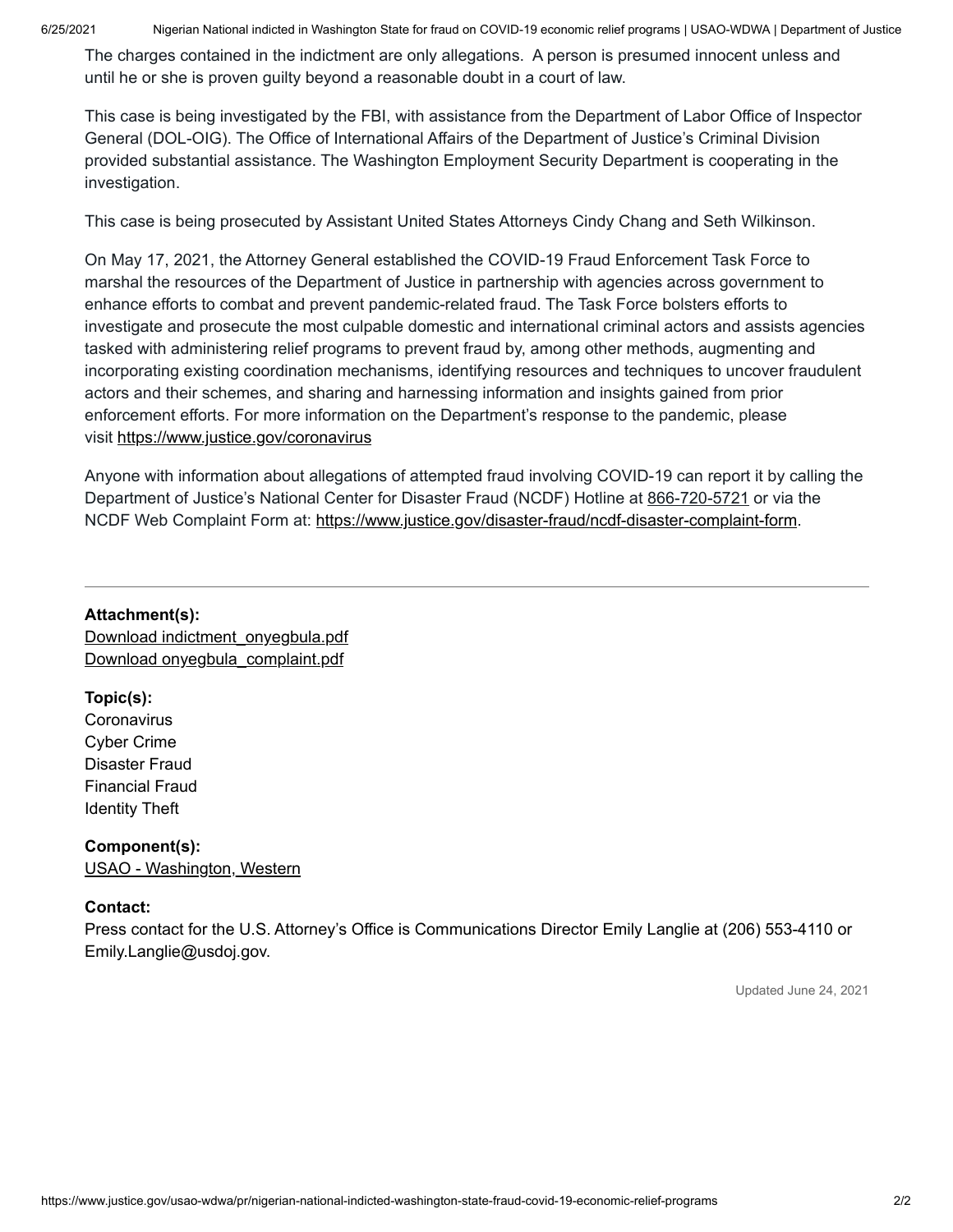The charges contained in the indictment are only allegations. A person is presumed innocent unless and until he or she is proven guilty beyond a reasonable doubt in a court of law.

This case is being investigated by the FBI, with assistance from the Department of Labor Office of Inspector General (DOL-OIG). The Office of International Affairs of the Department of Justice's Criminal Division provided substantial assistance. The Washington Employment Security Department is cooperating in the investigation.

This case is being prosecuted by Assistant United States Attorneys Cindy Chang and Seth Wilkinson.

On May 17, 2021, the Attorney General established the COVID-19 Fraud Enforcement Task Force to marshal the resources of the Department of Justice in partnership with agencies across government to enhance efforts to combat and prevent pandemic-related fraud. The Task Force bolsters efforts to investigate and prosecute the most culpable domestic and international criminal actors and assists agencies tasked with administering relief programs to prevent fraud by, among other methods, augmenting and incorporating existing coordination mechanisms, identifying resources and techniques to uncover fraudulent actors and their schemes, and sharing and harnessing information and insights gained from prior enforcement efforts. For more information on the Department's response to the pandemic, please visit https://www.justice.gov/coronavirus

Anyone with information about allegations of attempted fraud involving COVID-19 can report it by calling the Department of Justice's National Center for Disaster Fraud (NCDF) Hotline at 866-720-5721 or via the NCDF Web Complaint Form at: https://www.justice.gov/disaster-fraud/ncdf-disaster-complaint-form.

---

**Attachment(s):**
Download indictment_onyegbula.pdf
Download onyegbula_complaint.pdf

**Topic(s):**
Coronavirus
Cyber Crime
Disaster Fraud
Financial Fraud
Identity Theft

**Component(s):**
USAO - Washington, Western

**Contact:**
Press contact for the U.S. Attorney's Office is Communications Director Emily Langlie at (206) 553-4110 or Emily.Langlie@usdoj.gov.

Updated June 24, 2021